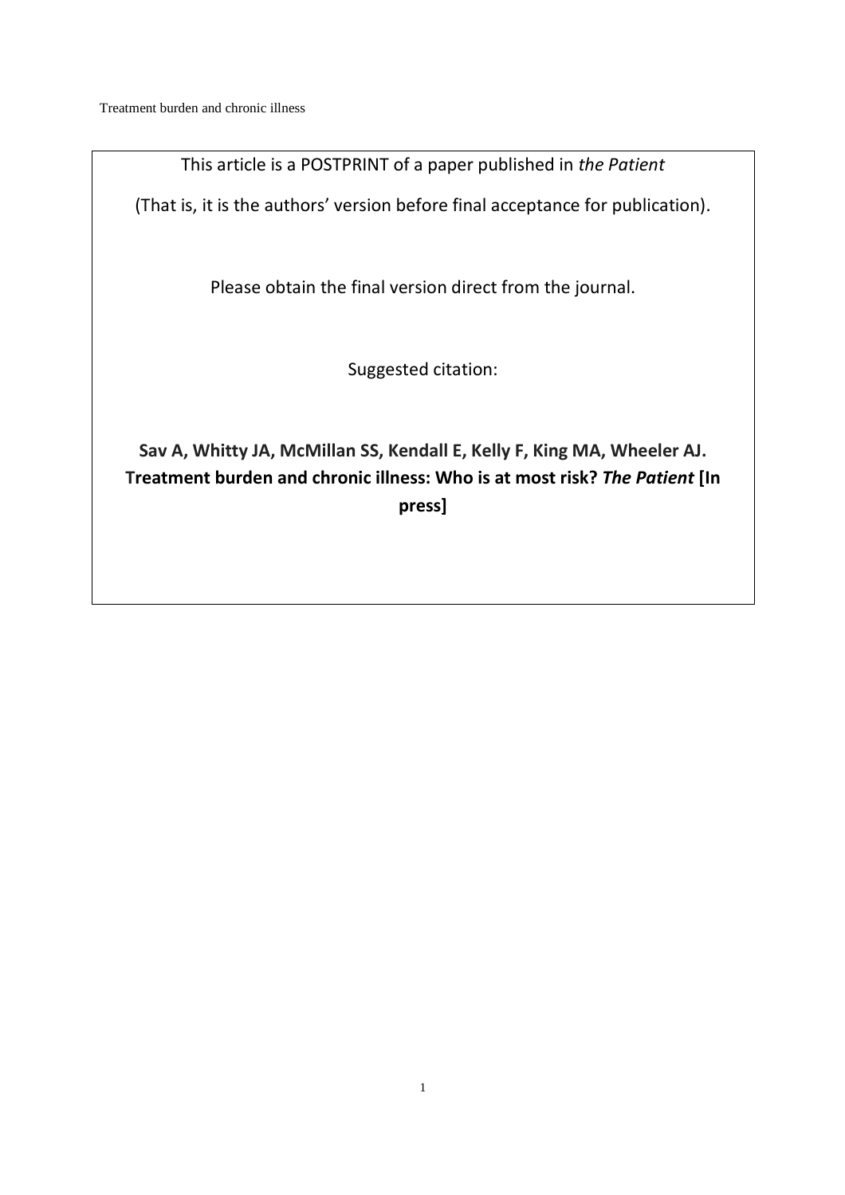This article is a POSTPRINT of a paper published in *the Patient*

(That is, it is the authors' version before final acceptance for publication).

Please obtain the final version direct from the journal.

Suggested citation:

**Sav A, Whitty JA, McMillan SS, Kendall E, Kelly F, King MA, Wheeler AJ. Treatment burden and chronic illness: Who is at most risk? *The Patient* [In press]**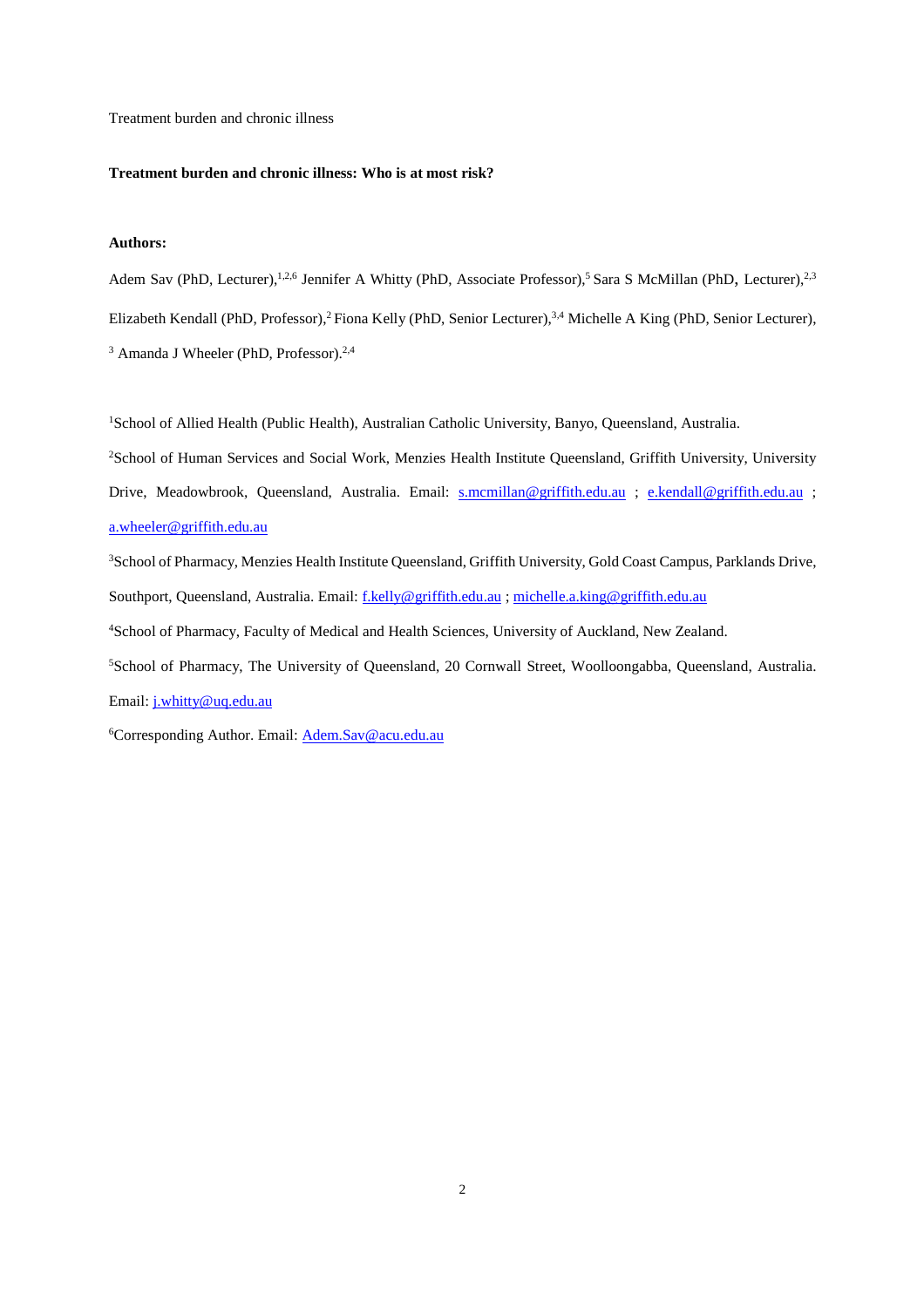Treatment burden and chronic illness

**Treatment burden and chronic illness: Who is at most risk?**

**Authors:**

Adem Sav (PhD, Lecturer),[1,2,6] Jennifer A Whitty (PhD, Associate Professor),[5] Sara S McMillan (PhD, Lecturer),[2,3] Elizabeth Kendall (PhD, Professor),[2] Fiona Kelly (PhD, Senior Lecturer),[3,4] Michelle A King (PhD, Senior Lecturer),[3] Amanda J Wheeler (PhD, Professor).[2,4]

[1]School of Allied Health (Public Health), Australian Catholic University, Banyo, Queensland, Australia.

[2]School of Human Services and Social Work, Menzies Health Institute Queensland, Griffith University, University Drive, Meadowbrook, Queensland, Australia. Email: s.mcmillan@griffith.edu.au ; e.kendall@griffith.edu.au ; a.wheeler@griffith.edu.au

[3]School of Pharmacy, Menzies Health Institute Queensland, Griffith University, Gold Coast Campus, Parklands Drive, Southport, Queensland, Australia. Email: f.kelly@griffith.edu.au ; michelle.a.king@griffith.edu.au

[4]School of Pharmacy, Faculty of Medical and Health Sciences, University of Auckland, New Zealand.

[5]School of Pharmacy, The University of Queensland, 20 Cornwall Street, Woolloongabba, Queensland, Australia. Email: j.whitty@uq.edu.au

[6]Corresponding Author. Email: Adem.Sav@acu.edu.au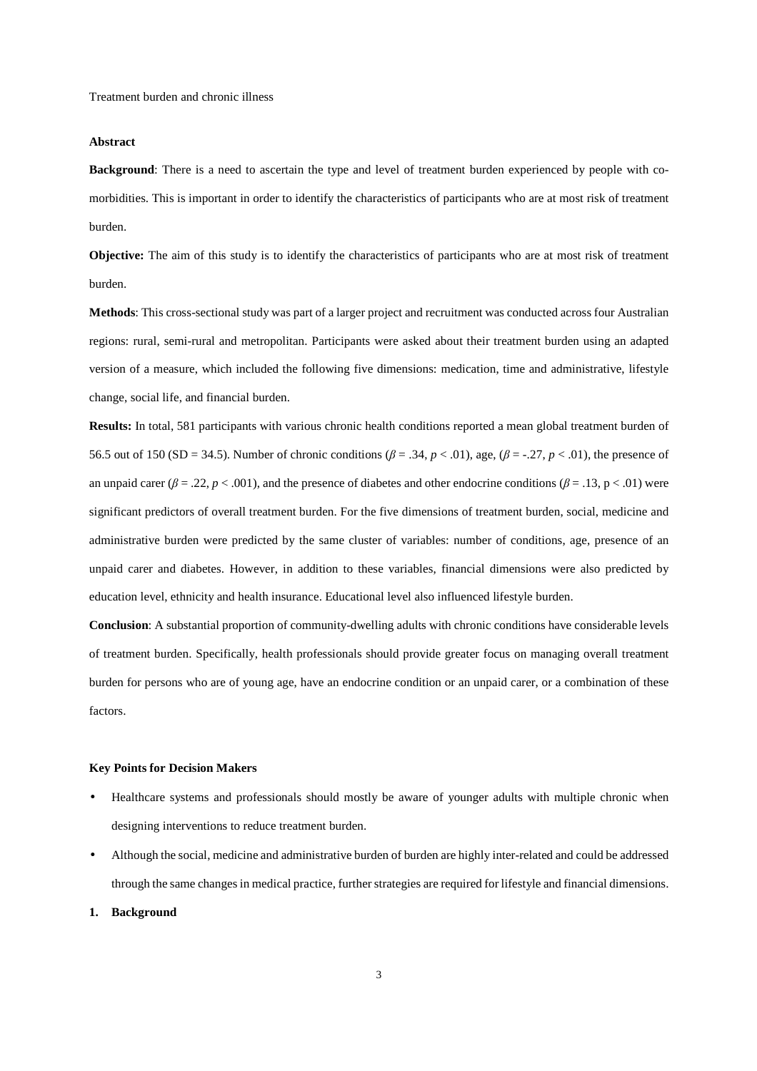Treatment burden and chronic illness

## Abstract

**Background**: There is a need to ascertain the type and level of treatment burden experienced by people with co-morbidities. This is important in order to identify the characteristics of participants who are at most risk of treatment burden.

**Objective:** The aim of this study is to identify the characteristics of participants who are at most risk of treatment burden.

**Methods**: This cross-sectional study was part of a larger project and recruitment was conducted across four Australian regions: rural, semi-rural and metropolitan. Participants were asked about their treatment burden using an adapted version of a measure, which included the following five dimensions: medication, time and administrative, lifestyle change, social life, and financial burden.

**Results:** In total, 581 participants with various chronic health conditions reported a mean global treatment burden of 56.5 out of 150 (SD = 34.5). Number of chronic conditions ($\beta = .34$, $p < .01$), age, ($\beta = -.27$, $p < .01$), the presence of an unpaid carer ($\beta = .22$, $p < .001$), and the presence of diabetes and other endocrine conditions ($\beta = .13$, $p < .01$) were significant predictors of overall treatment burden. For the five dimensions of treatment burden, social, medicine and administrative burden were predicted by the same cluster of variables: number of conditions, age, presence of an unpaid carer and diabetes. However, in addition to these variables, financial dimensions were also predicted by education level, ethnicity and health insurance. Educational level also influenced lifestyle burden.

**Conclusion**: A substantial proportion of community-dwelling adults with chronic conditions have considerable levels of treatment burden. Specifically, health professionals should provide greater focus on managing overall treatment burden for persons who are of young age, have an endocrine condition or an unpaid carer, or a combination of these factors.

### Key Points for Decision Makers

- Healthcare systems and professionals should mostly be aware of younger adults with multiple chronic when designing interventions to reduce treatment burden.
- Although the social, medicine and administrative burden of burden are highly inter-related and could be addressed through the same changes in medical practice, further strategies are required for lifestyle and financial dimensions.

## 1. Background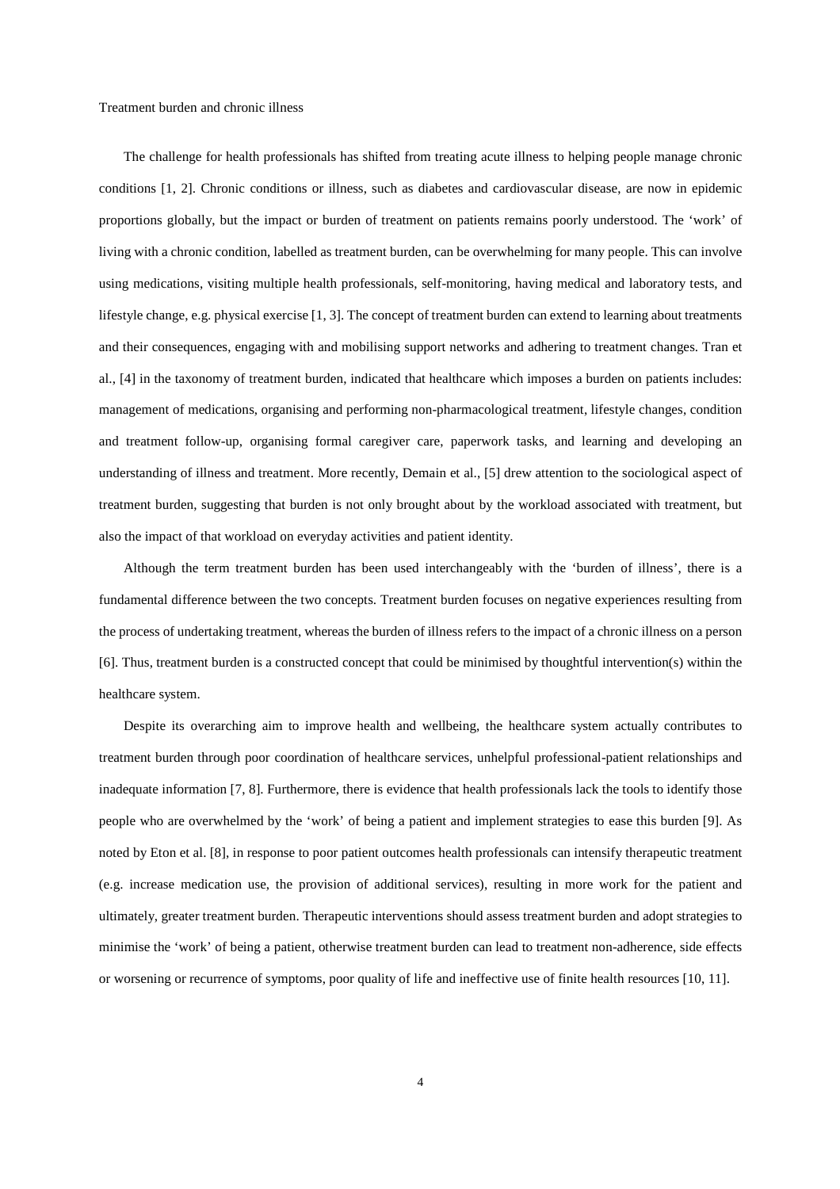## Treatment burden and chronic illness

The challenge for health professionals has shifted from treating acute illness to helping people manage chronic conditions [1, 2]. Chronic conditions or illness, such as diabetes and cardiovascular disease, are now in epidemic proportions globally, but the impact or burden of treatment on patients remains poorly understood. The 'work' of living with a chronic condition, labelled as treatment burden, can be overwhelming for many people. This can involve using medications, visiting multiple health professionals, self-monitoring, having medical and laboratory tests, and lifestyle change, e.g. physical exercise [1, 3]. The concept of treatment burden can extend to learning about treatments and their consequences, engaging with and mobilising support networks and adhering to treatment changes. Tran et al., [4] in the taxonomy of treatment burden, indicated that healthcare which imposes a burden on patients includes: management of medications, organising and performing non-pharmacological treatment, lifestyle changes, condition and treatment follow-up, organising formal caregiver care, paperwork tasks, and learning and developing an understanding of illness and treatment. More recently, Demain et al., [5] drew attention to the sociological aspect of treatment burden, suggesting that burden is not only brought about by the workload associated with treatment, but also the impact of that workload on everyday activities and patient identity.

Although the term treatment burden has been used interchangeably with the 'burden of illness', there is a fundamental difference between the two concepts. Treatment burden focuses on negative experiences resulting from the process of undertaking treatment, whereas the burden of illness refers to the impact of a chronic illness on a person [6]. Thus, treatment burden is a constructed concept that could be minimised by thoughtful intervention(s) within the healthcare system.

Despite its overarching aim to improve health and wellbeing, the healthcare system actually contributes to treatment burden through poor coordination of healthcare services, unhelpful professional-patient relationships and inadequate information [7, 8]. Furthermore, there is evidence that health professionals lack the tools to identify those people who are overwhelmed by the 'work' of being a patient and implement strategies to ease this burden [9]. As noted by Eton et al. [8], in response to poor patient outcomes health professionals can intensify therapeutic treatment (e.g. increase medication use, the provision of additional services), resulting in more work for the patient and ultimately, greater treatment burden. Therapeutic interventions should assess treatment burden and adopt strategies to minimise the 'work' of being a patient, otherwise treatment burden can lead to treatment non-adherence, side effects or worsening or recurrence of symptoms, poor quality of life and ineffective use of finite health resources [10, 11].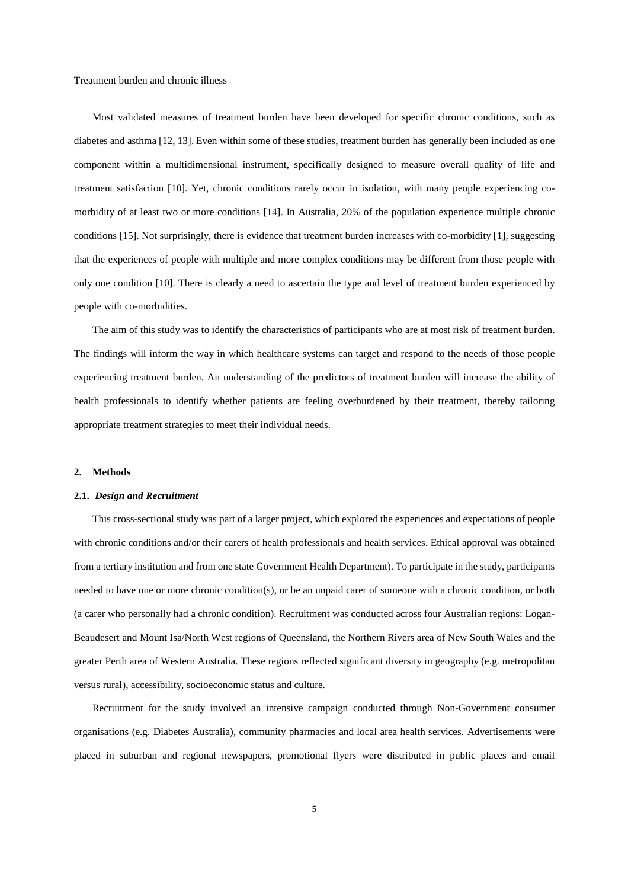Treatment burden and chronic illness

Most validated measures of treatment burden have been developed for specific chronic conditions, such as diabetes and asthma [12, 13]. Even within some of these studies, treatment burden has generally been included as one component within a multidimensional instrument, specifically designed to measure overall quality of life and treatment satisfaction [10]. Yet, chronic conditions rarely occur in isolation, with many people experiencing co-morbidity of at least two or more conditions [14]. In Australia, 20% of the population experience multiple chronic conditions [15]. Not surprisingly, there is evidence that treatment burden increases with co-morbidity [1], suggesting that the experiences of people with multiple and more complex conditions may be different from those people with only one condition [10]. There is clearly a need to ascertain the type and level of treatment burden experienced by people with co-morbidities.

The aim of this study was to identify the characteristics of participants who are at most risk of treatment burden. The findings will inform the way in which healthcare systems can target and respond to the needs of those people experiencing treatment burden. An understanding of the predictors of treatment burden will increase the ability of health professionals to identify whether patients are feeling overburdened by their treatment, thereby tailoring appropriate treatment strategies to meet their individual needs.

## 2. Methods

### 2.1. *Design and Recruitment*

This cross-sectional study was part of a larger project, which explored the experiences and expectations of people with chronic conditions and/or their carers of health professionals and health services. Ethical approval was obtained from a tertiary institution and from one state Government Health Department). To participate in the study, participants needed to have one or more chronic condition(s), or be an unpaid carer of someone with a chronic condition, or both (a carer who personally had a chronic condition). Recruitment was conducted across four Australian regions: Logan-Beaudesert and Mount Isa/North West regions of Queensland, the Northern Rivers area of New South Wales and the greater Perth area of Western Australia. These regions reflected significant diversity in geography (e.g. metropolitan versus rural), accessibility, socioeconomic status and culture.

Recruitment for the study involved an intensive campaign conducted through Non-Government consumer organisations (e.g. Diabetes Australia), community pharmacies and local area health services. Advertisements were placed in suburban and regional newspapers, promotional flyers were distributed in public places and email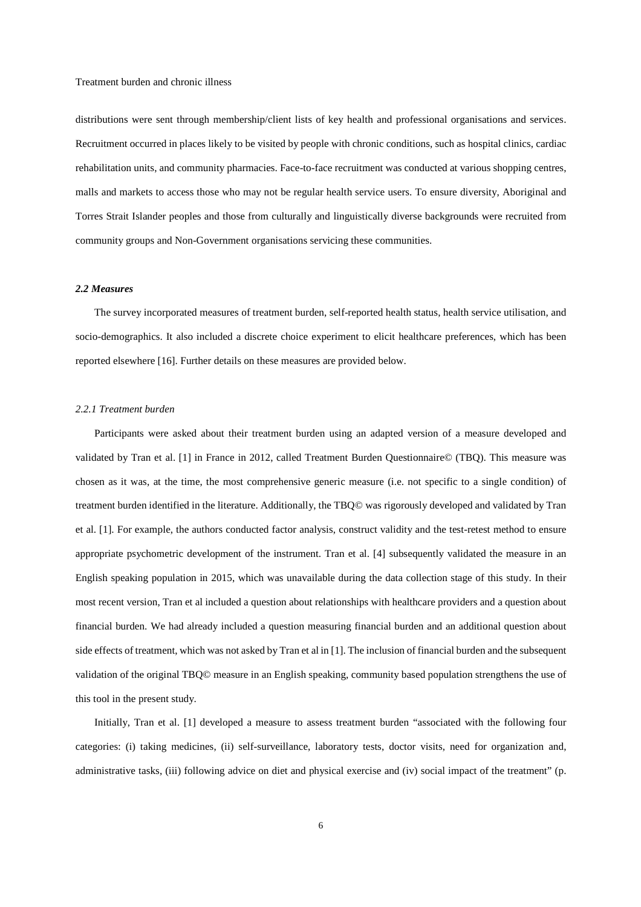distributions were sent through membership/client lists of key health and professional organisations and services. Recruitment occurred in places likely to be visited by people with chronic conditions, such as hospital clinics, cardiac rehabilitation units, and community pharmacies. Face-to-face recruitment was conducted at various shopping centres, malls and markets to access those who may not be regular health service users. To ensure diversity, Aboriginal and Torres Strait Islander peoples and those from culturally and linguistically diverse backgrounds were recruited from community groups and Non-Government organisations servicing these communities.

### *2.2 Measures*

The survey incorporated measures of treatment burden, self-reported health status, health service utilisation, and socio-demographics. It also included a discrete choice experiment to elicit healthcare preferences, which has been reported elsewhere [16]. Further details on these measures are provided below.

#### *2.2.1 Treatment burden*

Participants were asked about their treatment burden using an adapted version of a measure developed and validated by Tran et al. [1] in France in 2012, called Treatment Burden Questionnaire© (TBQ). This measure was chosen as it was, at the time, the most comprehensive generic measure (i.e. not specific to a single condition) of treatment burden identified in the literature. Additionally, the TBQ© was rigorously developed and validated by Tran et al. [1]. For example, the authors conducted factor analysis, construct validity and the test-retest method to ensure appropriate psychometric development of the instrument. Tran et al. [4] subsequently validated the measure in an English speaking population in 2015, which was unavailable during the data collection stage of this study. In their most recent version, Tran et al included a question about relationships with healthcare providers and a question about financial burden. We had already included a question measuring financial burden and an additional question about side effects of treatment, which was not asked by Tran et al in [1]. The inclusion of financial burden and the subsequent validation of the original TBQ© measure in an English speaking, community based population strengthens the use of this tool in the present study.

Initially, Tran et al. [1] developed a measure to assess treatment burden "associated with the following four categories: (i) taking medicines, (ii) self-surveillance, laboratory tests, doctor visits, need for organization and, administrative tasks, (iii) following advice on diet and physical exercise and (iv) social impact of the treatment" (p.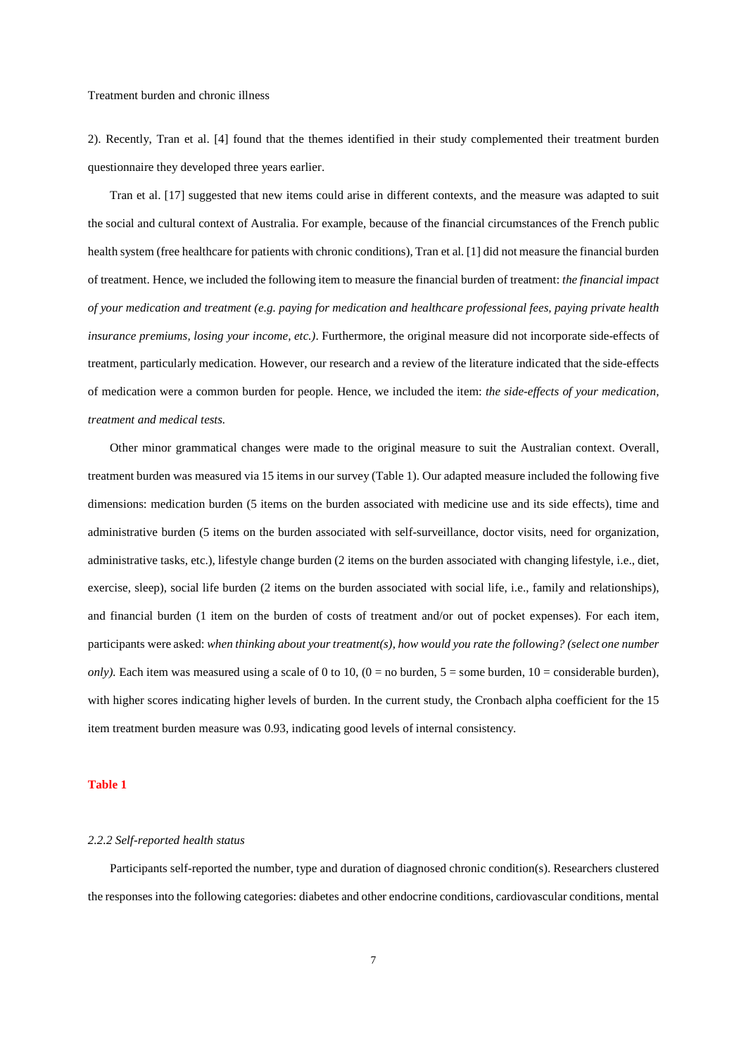2). Recently, Tran et al. [4] found that the themes identified in their study complemented their treatment burden questionnaire they developed three years earlier.

Tran et al. [17] suggested that new items could arise in different contexts, and the measure was adapted to suit the social and cultural context of Australia. For example, because of the financial circumstances of the French public health system (free healthcare for patients with chronic conditions), Tran et al. [1] did not measure the financial burden of treatment. Hence, we included the following item to measure the financial burden of treatment: *the financial impact of your medication and treatment (e.g. paying for medication and healthcare professional fees, paying private health insurance premiums, losing your income, etc.)*. Furthermore, the original measure did not incorporate side-effects of treatment, particularly medication. However, our research and a review of the literature indicated that the side-effects of medication were a common burden for people. Hence, we included the item: *the side-effects of your medication, treatment and medical tests.*

Other minor grammatical changes were made to the original measure to suit the Australian context. Overall, treatment burden was measured via 15 items in our survey (Table 1). Our adapted measure included the following five dimensions: medication burden (5 items on the burden associated with medicine use and its side effects), time and administrative burden (5 items on the burden associated with self-surveillance, doctor visits, need for organization, administrative tasks, etc.), lifestyle change burden (2 items on the burden associated with changing lifestyle, i.e., diet, exercise, sleep), social life burden (2 items on the burden associated with social life, i.e., family and relationships), and financial burden (1 item on the burden of costs of treatment and/or out of pocket expenses). For each item, participants were asked: *when thinking about your treatment(s), how would you rate the following? (select one number only).* Each item was measured using a scale of 0 to 10, (0 = no burden, 5 = some burden, 10 = considerable burden), with higher scores indicating higher levels of burden. In the current study, the Cronbach alpha coefficient for the 15 item treatment burden measure was 0.93, indicating good levels of internal consistency.

**Table 1**

*2.2.2 Self-reported health status*

Participants self-reported the number, type and duration of diagnosed chronic condition(s). Researchers clustered the responses into the following categories: diabetes and other endocrine conditions, cardiovascular conditions, mental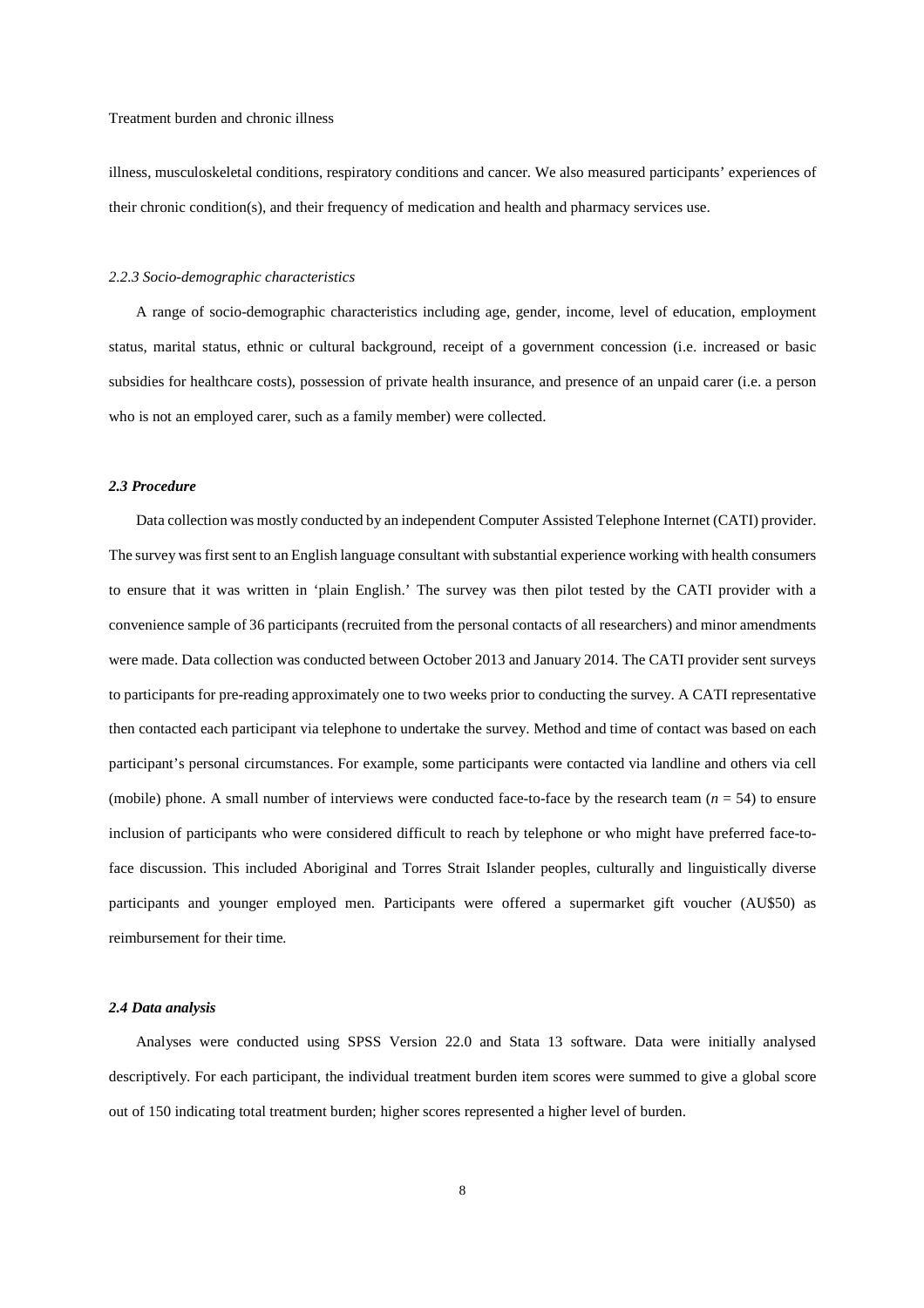illness, musculoskeletal conditions, respiratory conditions and cancer. We also measured participants' experiences of their chronic condition(s), and their frequency of medication and health and pharmacy services use.

#### *2.2.3 Socio-demographic characteristics*

A range of socio-demographic characteristics including age, gender, income, level of education, employment status, marital status, ethnic or cultural background, receipt of a government concession (i.e. increased or basic subsidies for healthcare costs), possession of private health insurance, and presence of an unpaid carer (i.e. a person who is not an employed carer, such as a family member) were collected.

### ***2.3 Procedure***

Data collection was mostly conducted by an independent Computer Assisted Telephone Internet (CATI) provider. The survey was first sent to an English language consultant with substantial experience working with health consumers to ensure that it was written in 'plain English.' The survey was then pilot tested by the CATI provider with a convenience sample of 36 participants (recruited from the personal contacts of all researchers) and minor amendments were made. Data collection was conducted between October 2013 and January 2014. The CATI provider sent surveys to participants for pre-reading approximately one to two weeks prior to conducting the survey. A CATI representative then contacted each participant via telephone to undertake the survey. Method and time of contact was based on each participant's personal circumstances. For example, some participants were contacted via landline and others via cell (mobile) phone. A small number of interviews were conducted face-to-face by the research team ($n$ = 54) to ensure inclusion of participants who were considered difficult to reach by telephone or who might have preferred face-to-face discussion. This included Aboriginal and Torres Strait Islander peoples, culturally and linguistically diverse participants and younger employed men. Participants were offered a supermarket gift voucher (AU$50) as reimbursement for their time.

### ***2.4 Data analysis***

Analyses were conducted using SPSS Version 22.0 and Stata 13 software. Data were initially analysed descriptively. For each participant, the individual treatment burden item scores were summed to give a global score out of 150 indicating total treatment burden; higher scores represented a higher level of burden.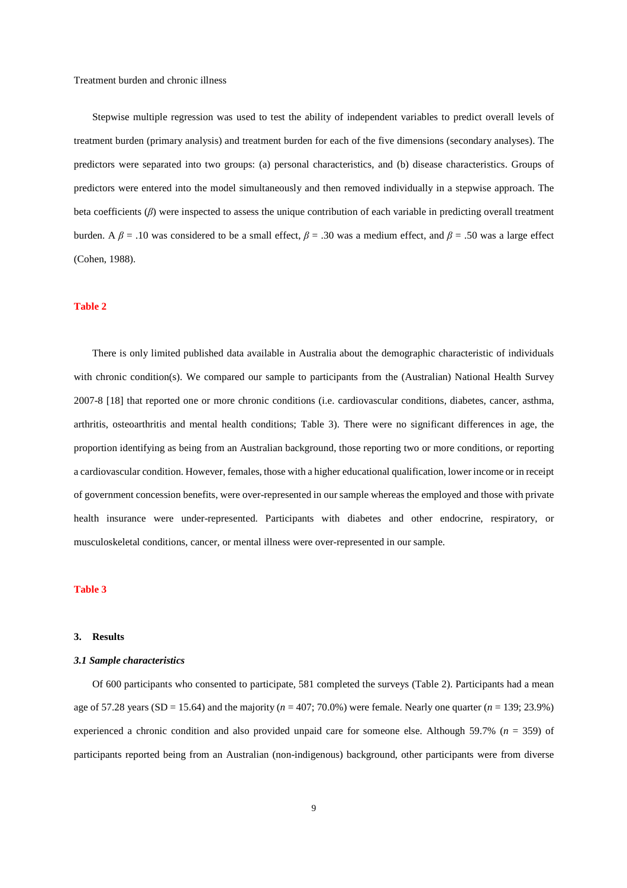Stepwise multiple regression was used to test the ability of independent variables to predict overall levels of treatment burden (primary analysis) and treatment burden for each of the five dimensions (secondary analyses). The predictors were separated into two groups: (a) personal characteristics, and (b) disease characteristics. Groups of predictors were entered into the model simultaneously and then removed individually in a stepwise approach. The beta coefficients ($\beta$) were inspected to assess the unique contribution of each variable in predicting overall treatment burden. A $\beta = .10$ was considered to be a small effect, $\beta = .30$ was a medium effect, and $\beta = .50$ was a large effect (Cohen, 1988).

**Table 2**

There is only limited published data available in Australia about the demographic characteristic of individuals with chronic condition(s). We compared our sample to participants from the (Australian) National Health Survey 2007-8 [18] that reported one or more chronic conditions (i.e. cardiovascular conditions, diabetes, cancer, asthma, arthritis, osteoarthritis and mental health conditions; Table 3). There were no significant differences in age, the proportion identifying as being from an Australian background, those reporting two or more conditions, or reporting a cardiovascular condition. However, females, those with a higher educational qualification, lower income or in receipt of government concession benefits, were over-represented in our sample whereas the employed and those with private health insurance were under-represented. Participants with diabetes and other endocrine, respiratory, or musculoskeletal conditions, cancer, or mental illness were over-represented in our sample.

**Table 3**

## 3. Results

### *3.1 Sample characteristics*

Of 600 participants who consented to participate, 581 completed the surveys (Table 2). Participants had a mean age of 57.28 years (SD = 15.64) and the majority (*n* = 407; 70.0%) were female. Nearly one quarter (*n* = 139; 23.9%) experienced a chronic condition and also provided unpaid care for someone else. Although 59.7% (*n* = 359) of participants reported being from an Australian (non-indigenous) background, other participants were from diverse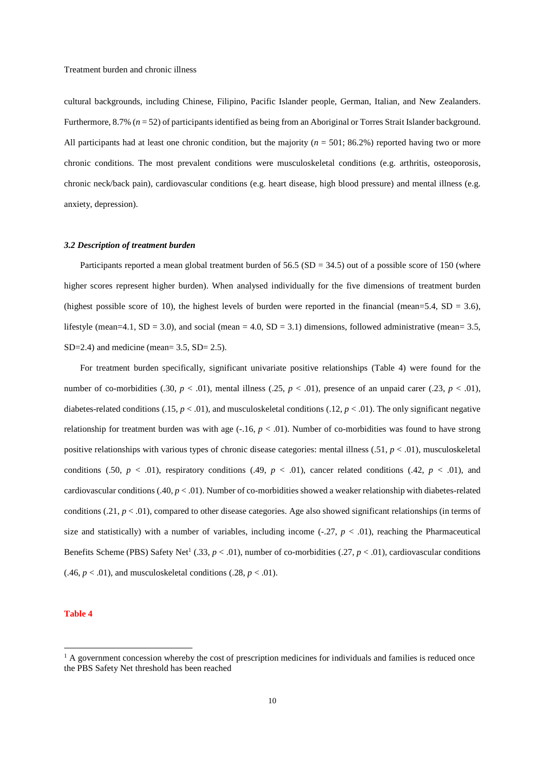cultural backgrounds, including Chinese, Filipino, Pacific Islander people, German, Italian, and New Zealanders. Furthermore, 8.7% ($n$ = 52) of participants identified as being from an Aboriginal or Torres Strait Islander background. All participants had at least one chronic condition, but the majority ($n$ = 501; 86.2%) reported having two or more chronic conditions. The most prevalent conditions were musculoskeletal conditions (e.g. arthritis, osteoporosis, chronic neck/back pain), cardiovascular conditions (e.g. heart disease, high blood pressure) and mental illness (e.g. anxiety, depression).

### *3.2 Description of treatment burden*

Participants reported a mean global treatment burden of 56.5 (SD = 34.5) out of a possible score of 150 (where higher scores represent higher burden). When analysed individually for the five dimensions of treatment burden (highest possible score of 10), the highest levels of burden were reported in the financial (mean=5.4, SD = 3.6), lifestyle (mean=4.1, SD = 3.0), and social (mean = 4.0, SD = 3.1) dimensions, followed administrative (mean= 3.5, SD=2.4) and medicine (mean= 3.5, SD= 2.5).

For treatment burden specifically, significant univariate positive relationships (Table 4) were found for the number of co-morbidities (.30, $p$ < .01), mental illness (.25, $p$ < .01), presence of an unpaid carer (.23, $p$ < .01), diabetes-related conditions (.15, $p$ < .01), and musculoskeletal conditions (.12, $p$ < .01). The only significant negative relationship for treatment burden was with age (-.16, $p$ < .01). Number of co-morbidities was found to have strong positive relationships with various types of chronic disease categories: mental illness (.51, $p$ < .01), musculoskeletal conditions (.50, $p$ < .01), respiratory conditions (.49, $p$ < .01), cancer related conditions (.42, $p$ < .01), and cardiovascular conditions (.40, $p$ < .01). Number of co-morbidities showed a weaker relationship with diabetes-related conditions (.21, $p$ < .01), compared to other disease categories. Age also showed significant relationships (in terms of size and statistically) with a number of variables, including income (-.27, $p$ < .01), reaching the Pharmaceutical Benefits Scheme (PBS) Safety Net[1] (.33, $p$ < .01), number of co-morbidities (.27, $p$ < .01), cardiovascular conditions (.46, $p$ < .01), and musculoskeletal conditions (.28, $p$ < .01).

**Table 4**

[1] A government concession whereby the cost of prescription medicines for individuals and families is reduced once the PBS Safety Net threshold has been reached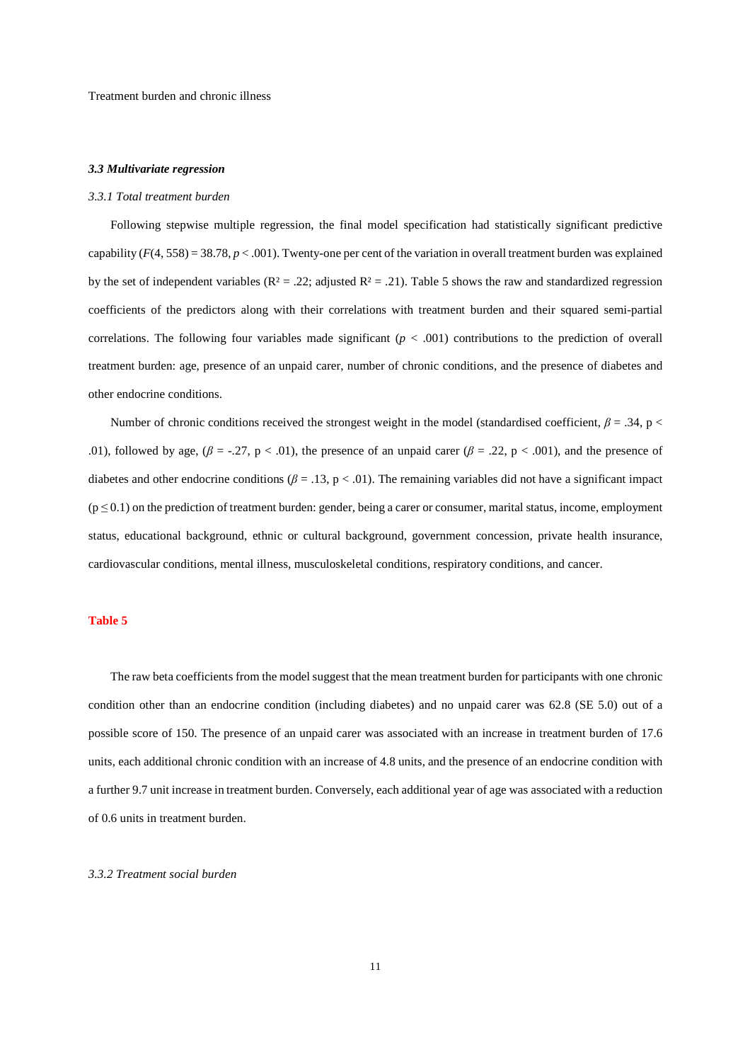### *3.3 Multivariate regression*

*3.3.1 Total treatment burden*

Following stepwise multiple regression, the final model specification had statistically significant predictive capability ($F(4, 558) = 38.78$, $p < .001$). Twenty-one per cent of the variation in overall treatment burden was explained by the set of independent variables ($R^2 = .22$; adjusted $R^2 = .21$). Table 5 shows the raw and standardized regression coefficients of the predictors along with their correlations with treatment burden and their squared semi-partial correlations. The following four variables made significant ($p < .001$) contributions to the prediction of overall treatment burden: age, presence of an unpaid carer, number of chronic conditions, and the presence of diabetes and other endocrine conditions.

Number of chronic conditions received the strongest weight in the model (standardised coefficient, $\beta = .34$, $p < .01$), followed by age, ($\beta = -.27$, $p < .01$), the presence of an unpaid carer ($\beta = .22$, $p < .001$), and the presence of diabetes and other endocrine conditions ($\beta = .13$, $p < .01$). The remaining variables did not have a significant impact ($p \leq 0.1$) on the prediction of treatment burden: gender, being a carer or consumer, marital status, income, employment status, educational background, ethnic or cultural background, government concession, private health insurance, cardiovascular conditions, mental illness, musculoskeletal conditions, respiratory conditions, and cancer.

**Table 5**

The raw beta coefficients from the model suggest that the mean treatment burden for participants with one chronic condition other than an endocrine condition (including diabetes) and no unpaid carer was 62.8 (SE 5.0) out of a possible score of 150. The presence of an unpaid carer was associated with an increase in treatment burden of 17.6 units, each additional chronic condition with an increase of 4.8 units, and the presence of an endocrine condition with a further 9.7 unit increase in treatment burden. Conversely, each additional year of age was associated with a reduction of 0.6 units in treatment burden.

*3.3.2 Treatment social burden*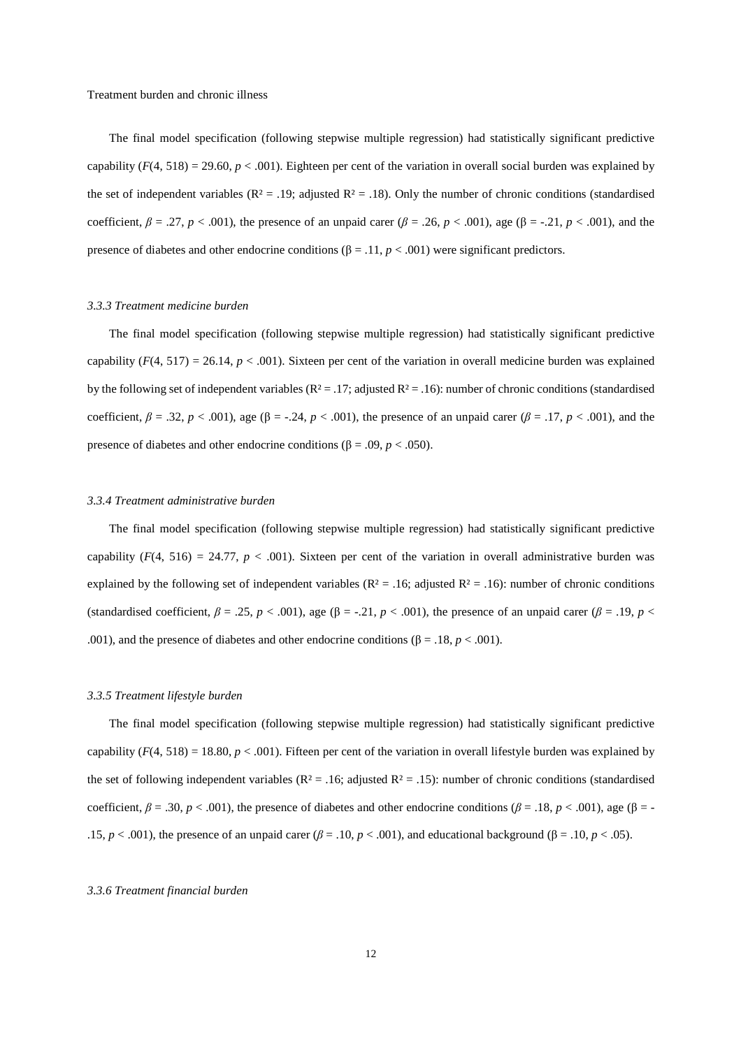The final model specification (following stepwise multiple regression) had statistically significant predictive capability ($F(4, 518) = 29.60$, $p < .001$). Eighteen per cent of the variation in overall social burden was explained by the set of independent variables ($R^2 = .19$; adjusted $R^2 = .18$). Only the number of chronic conditions (standardised coefficient, $\beta = .27$, $p < .001$), the presence of an unpaid carer ($\beta = .26$, $p < .001$), age ($\beta = -.21$, $p < .001$), and the presence of diabetes and other endocrine conditions ($\beta = .11$, $p < .001$) were significant predictors.

### *3.3.3 Treatment medicine burden*

The final model specification (following stepwise multiple regression) had statistically significant predictive capability ($F(4, 517) = 26.14$, $p < .001$). Sixteen per cent of the variation in overall medicine burden was explained by the following set of independent variables ($R^2 = .17$; adjusted $R^2 = .16$): number of chronic conditions (standardised coefficient, $\beta = .32$, $p < .001$), age ($\beta = -.24$, $p < .001$), the presence of an unpaid carer ($\beta = .17$, $p < .001$), and the presence of diabetes and other endocrine conditions ($\beta = .09$, $p < .050$).

### *3.3.4 Treatment administrative burden*

The final model specification (following stepwise multiple regression) had statistically significant predictive capability ($F(4, 516) = 24.77$, $p < .001$). Sixteen per cent of the variation in overall administrative burden was explained by the following set of independent variables ($R^2 = .16$; adjusted $R^2 = .16$): number of chronic conditions (standardised coefficient, $\beta = .25$, $p < .001$), age ($\beta = -.21$, $p < .001$), the presence of an unpaid carer ($\beta = .19$, $p < .001$), and the presence of diabetes and other endocrine conditions ($\beta = .18$, $p < .001$).

### *3.3.5 Treatment lifestyle burden*

The final model specification (following stepwise multiple regression) had statistically significant predictive capability ($F(4, 518) = 18.80$, $p < .001$). Fifteen per cent of the variation in overall lifestyle burden was explained by the set of following independent variables ($R^2 = .16$; adjusted $R^2 = .15$): number of chronic conditions (standardised coefficient, $\beta = .30$, $p < .001$), the presence of diabetes and other endocrine conditions ($\beta = .18$, $p < .001$), age ($\beta = -.15$, $p < .001$), the presence of an unpaid carer ($\beta = .10$, $p < .001$), and educational background ($\beta = .10$, $p < .05$).

### *3.3.6 Treatment financial burden*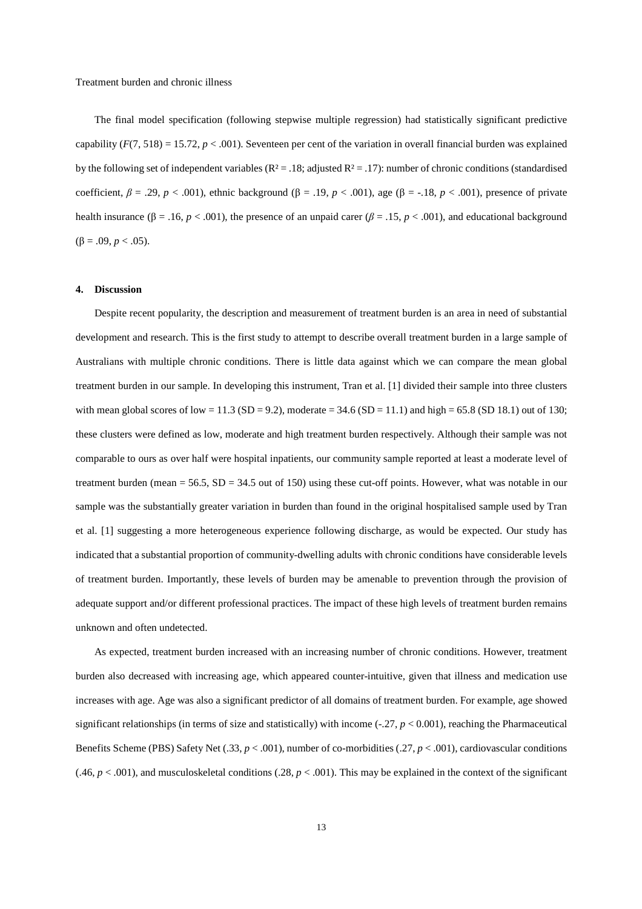The final model specification (following stepwise multiple regression) had statistically significant predictive capability ($F(7, 518) = 15.72$, $p < .001$). Seventeen per cent of the variation in overall financial burden was explained by the following set of independent variables ($R^2 = .18$; adjusted $R^2 = .17$): number of chronic conditions (standardised coefficient, $\beta = .29$, $p < .001$), ethnic background ($\beta = .19$, $p < .001$), age ($\beta = -.18$, $p < .001$), presence of private health insurance ($\beta = .16$, $p < .001$), the presence of an unpaid carer ($\beta = .15$, $p < .001$), and educational background ($\beta = .09$, $p < .05$).

## 4. Discussion

Despite recent popularity, the description and measurement of treatment burden is an area in need of substantial development and research. This is the first study to attempt to describe overall treatment burden in a large sample of Australians with multiple chronic conditions. There is little data against which we can compare the mean global treatment burden in our sample. In developing this instrument, Tran et al. [1] divided their sample into three clusters with mean global scores of low = 11.3 (SD = 9.2), moderate = 34.6 (SD = 11.1) and high = 65.8 (SD 18.1) out of 130; these clusters were defined as low, moderate and high treatment burden respectively. Although their sample was not comparable to ours as over half were hospital inpatients, our community sample reported at least a moderate level of treatment burden (mean = 56.5, SD = 34.5 out of 150) using these cut-off points. However, what was notable in our sample was the substantially greater variation in burden than found in the original hospitalised sample used by Tran et al. [1] suggesting a more heterogeneous experience following discharge, as would be expected. Our study has indicated that a substantial proportion of community-dwelling adults with chronic conditions have considerable levels of treatment burden. Importantly, these levels of burden may be amenable to prevention through the provision of adequate support and/or different professional practices. The impact of these high levels of treatment burden remains unknown and often undetected.

As expected, treatment burden increased with an increasing number of chronic conditions. However, treatment burden also decreased with increasing age, which appeared counter-intuitive, given that illness and medication use increases with age. Age was also a significant predictor of all domains of treatment burden. For example, age showed significant relationships (in terms of size and statistically) with income (-.27, $p < 0.001$), reaching the Pharmaceutical Benefits Scheme (PBS) Safety Net (.33, $p < .001$), number of co-morbidities (.27, $p < .001$), cardiovascular conditions (.46, $p < .001$), and musculoskeletal conditions (.28, $p < .001$). This may be explained in the context of the significant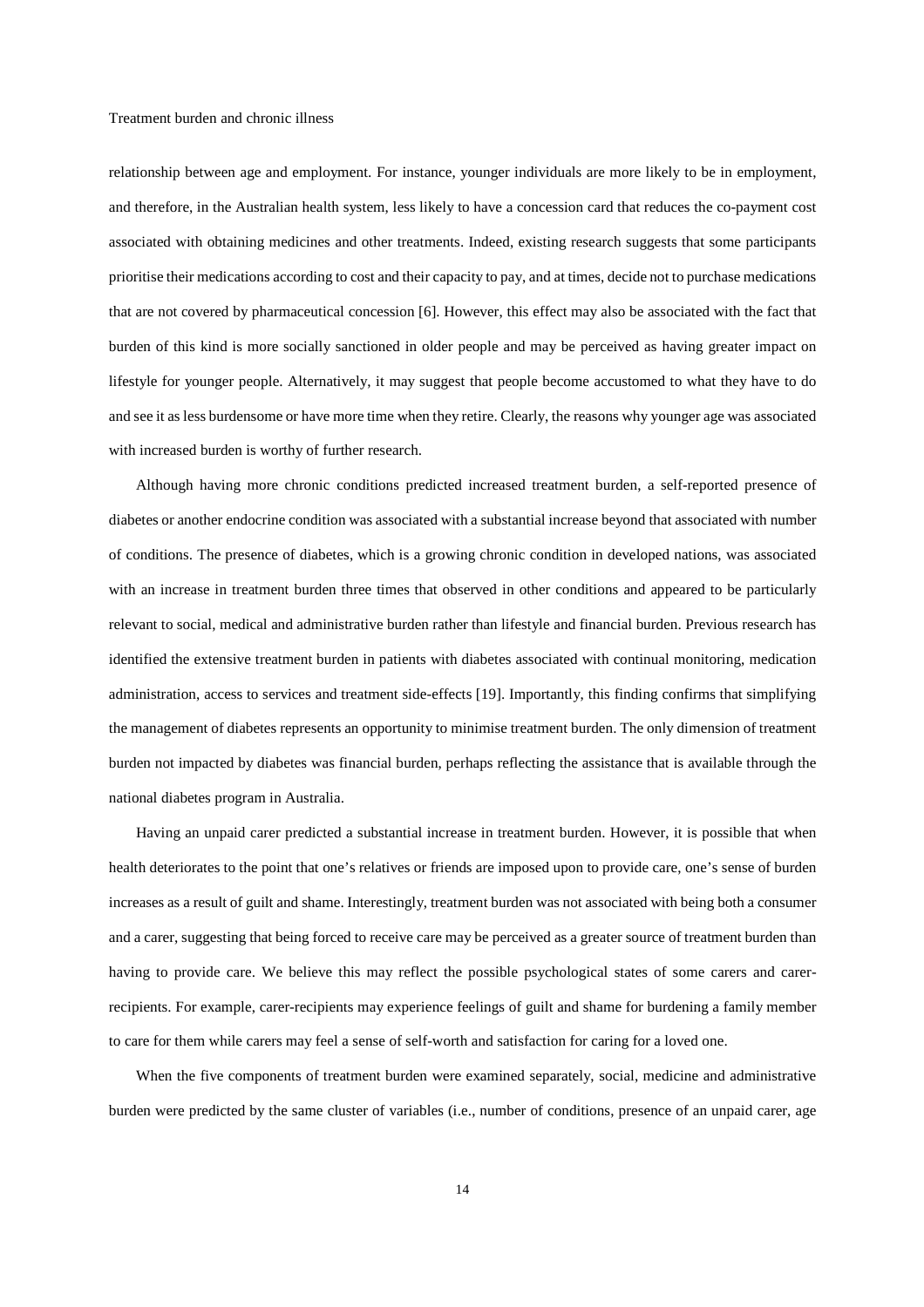relationship between age and employment. For instance, younger individuals are more likely to be in employment, and therefore, in the Australian health system, less likely to have a concession card that reduces the co-payment cost associated with obtaining medicines and other treatments. Indeed, existing research suggests that some participants prioritise their medications according to cost and their capacity to pay, and at times, decide not to purchase medications that are not covered by pharmaceutical concession [6]. However, this effect may also be associated with the fact that burden of this kind is more socially sanctioned in older people and may be perceived as having greater impact on lifestyle for younger people. Alternatively, it may suggest that people become accustomed to what they have to do and see it as less burdensome or have more time when they retire. Clearly, the reasons why younger age was associated with increased burden is worthy of further research.

Although having more chronic conditions predicted increased treatment burden, a self-reported presence of diabetes or another endocrine condition was associated with a substantial increase beyond that associated with number of conditions. The presence of diabetes, which is a growing chronic condition in developed nations, was associated with an increase in treatment burden three times that observed in other conditions and appeared to be particularly relevant to social, medical and administrative burden rather than lifestyle and financial burden. Previous research has identified the extensive treatment burden in patients with diabetes associated with continual monitoring, medication administration, access to services and treatment side-effects [19]. Importantly, this finding confirms that simplifying the management of diabetes represents an opportunity to minimise treatment burden. The only dimension of treatment burden not impacted by diabetes was financial burden, perhaps reflecting the assistance that is available through the national diabetes program in Australia.

Having an unpaid carer predicted a substantial increase in treatment burden. However, it is possible that when health deteriorates to the point that one's relatives or friends are imposed upon to provide care, one's sense of burden increases as a result of guilt and shame. Interestingly, treatment burden was not associated with being both a consumer and a carer, suggesting that being forced to receive care may be perceived as a greater source of treatment burden than having to provide care. We believe this may reflect the possible psychological states of some carers and carer-recipients. For example, carer-recipients may experience feelings of guilt and shame for burdening a family member to care for them while carers may feel a sense of self-worth and satisfaction for caring for a loved one.

When the five components of treatment burden were examined separately, social, medicine and administrative burden were predicted by the same cluster of variables (i.e., number of conditions, presence of an unpaid carer, age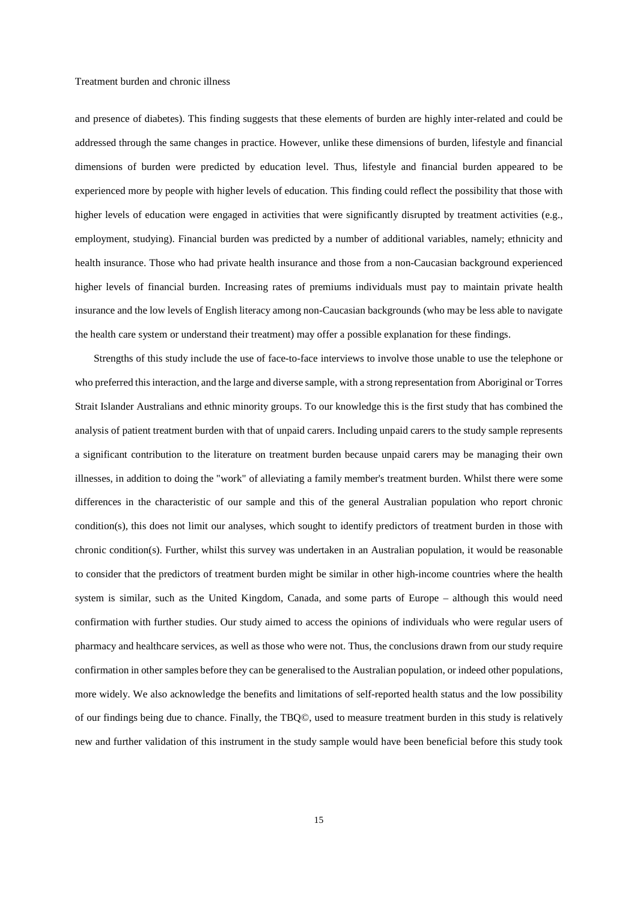and presence of diabetes). This finding suggests that these elements of burden are highly inter-related and could be addressed through the same changes in practice. However, unlike these dimensions of burden, lifestyle and financial dimensions of burden were predicted by education level. Thus, lifestyle and financial burden appeared to be experienced more by people with higher levels of education. This finding could reflect the possibility that those with higher levels of education were engaged in activities that were significantly disrupted by treatment activities (e.g., employment, studying). Financial burden was predicted by a number of additional variables, namely; ethnicity and health insurance. Those who had private health insurance and those from a non-Caucasian background experienced higher levels of financial burden. Increasing rates of premiums individuals must pay to maintain private health insurance and the low levels of English literacy among non-Caucasian backgrounds (who may be less able to navigate the health care system or understand their treatment) may offer a possible explanation for these findings.

Strengths of this study include the use of face-to-face interviews to involve those unable to use the telephone or who preferred this interaction, and the large and diverse sample, with a strong representation from Aboriginal or Torres Strait Islander Australians and ethnic minority groups. To our knowledge this is the first study that has combined the analysis of patient treatment burden with that of unpaid carers. Including unpaid carers to the study sample represents a significant contribution to the literature on treatment burden because unpaid carers may be managing their own illnesses, in addition to doing the "work" of alleviating a family member's treatment burden. Whilst there were some differences in the characteristic of our sample and this of the general Australian population who report chronic condition(s), this does not limit our analyses, which sought to identify predictors of treatment burden in those with chronic condition(s). Further, whilst this survey was undertaken in an Australian population, it would be reasonable to consider that the predictors of treatment burden might be similar in other high-income countries where the health system is similar, such as the United Kingdom, Canada, and some parts of Europe – although this would need confirmation with further studies. Our study aimed to access the opinions of individuals who were regular users of pharmacy and healthcare services, as well as those who were not. Thus, the conclusions drawn from our study require confirmation in other samples before they can be generalised to the Australian population, or indeed other populations, more widely. We also acknowledge the benefits and limitations of self-reported health status and the low possibility of our findings being due to chance. Finally, the TBQ©, used to measure treatment burden in this study is relatively new and further validation of this instrument in the study sample would have been beneficial before this study took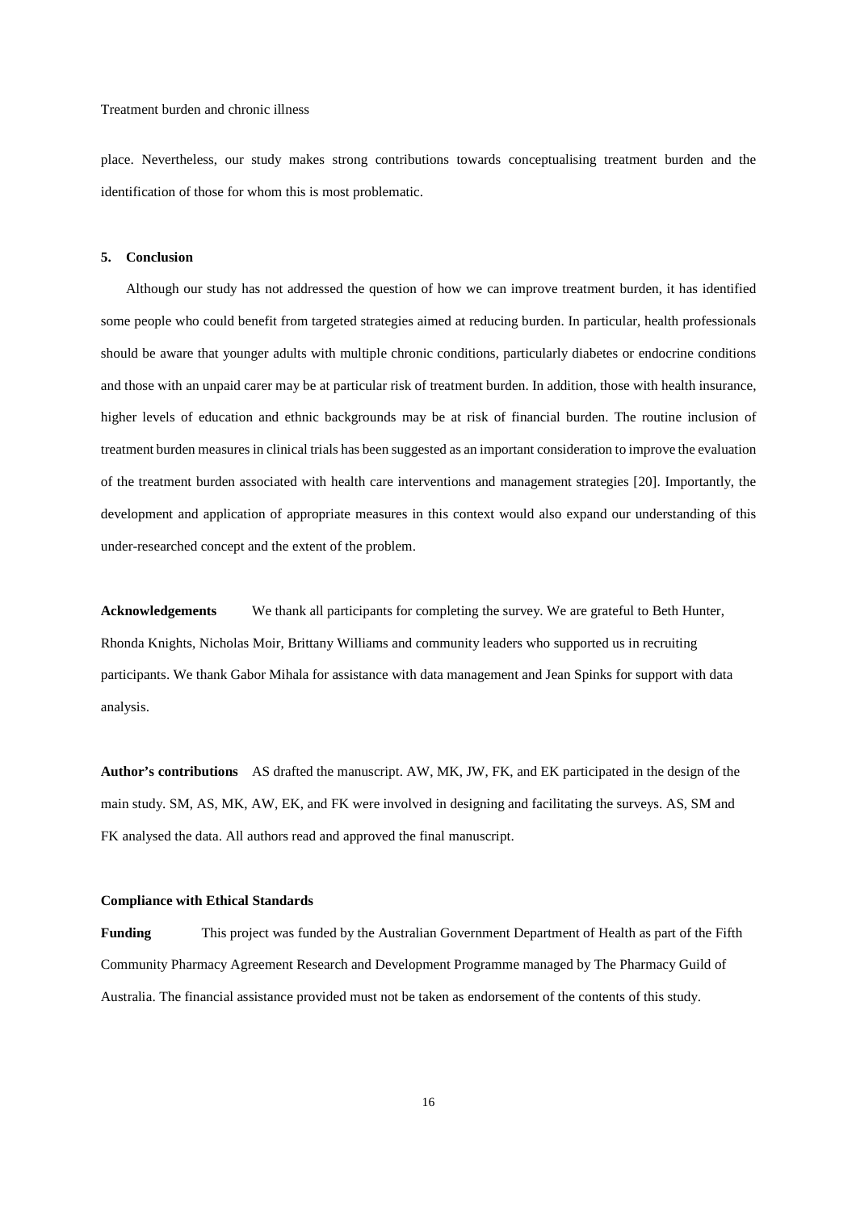place. Nevertheless, our study makes strong contributions towards conceptualising treatment burden and the identification of those for whom this is most problematic.

## 5. Conclusion

Although our study has not addressed the question of how we can improve treatment burden, it has identified some people who could benefit from targeted strategies aimed at reducing burden. In particular, health professionals should be aware that younger adults with multiple chronic conditions, particularly diabetes or endocrine conditions and those with an unpaid carer may be at particular risk of treatment burden. In addition, those with health insurance, higher levels of education and ethnic backgrounds may be at risk of financial burden. The routine inclusion of treatment burden measures in clinical trials has been suggested as an important consideration to improve the evaluation of the treatment burden associated with health care interventions and management strategies [20]. Importantly, the development and application of appropriate measures in this context would also expand our understanding of this under-researched concept and the extent of the problem.

**Acknowledgements** We thank all participants for completing the survey. We are grateful to Beth Hunter, Rhonda Knights, Nicholas Moir, Brittany Williams and community leaders who supported us in recruiting participants. We thank Gabor Mihala for assistance with data management and Jean Spinks for support with data analysis.

**Author's contributions** AS drafted the manuscript. AW, MK, JW, FK, and EK participated in the design of the main study. SM, AS, MK, AW, EK, and FK were involved in designing and facilitating the surveys. AS, SM and FK analysed the data. All authors read and approved the final manuscript.

**Compliance with Ethical Standards**

**Funding** This project was funded by the Australian Government Department of Health as part of the Fifth Community Pharmacy Agreement Research and Development Programme managed by The Pharmacy Guild of Australia. The financial assistance provided must not be taken as endorsement of the contents of this study.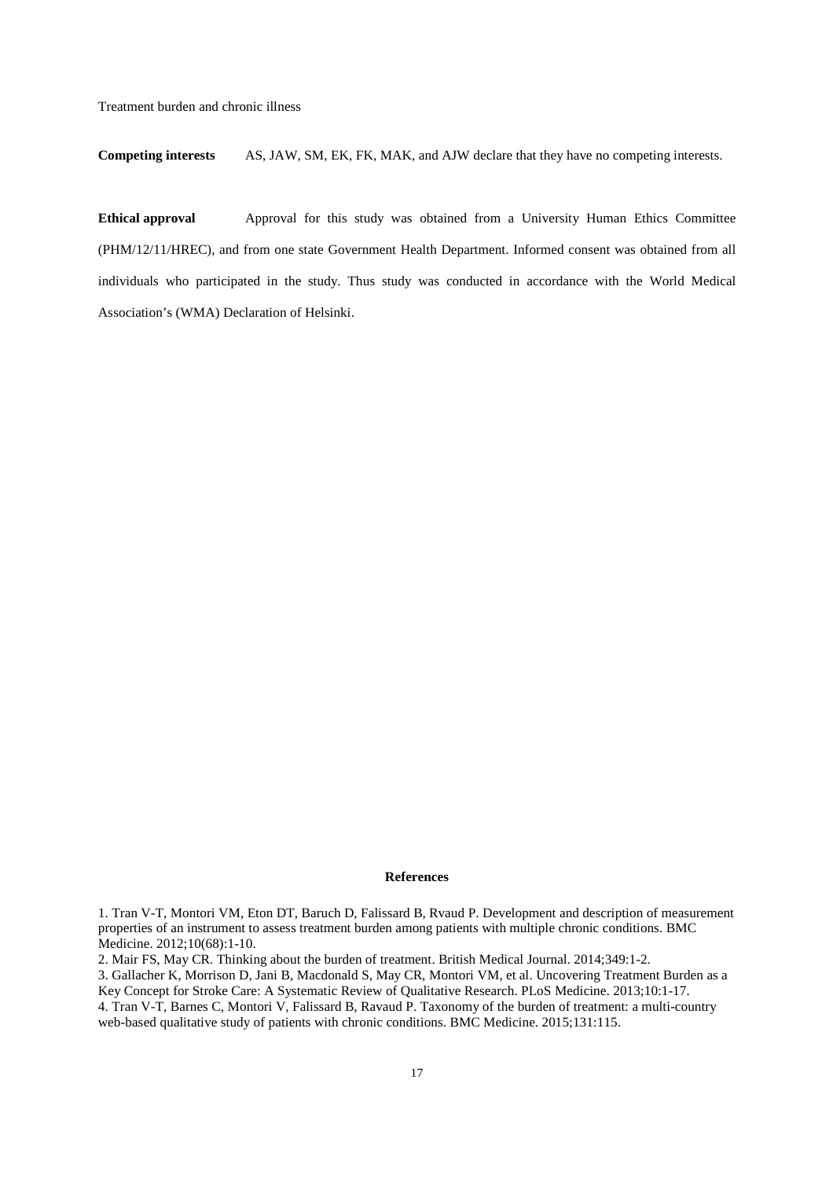**Competing interests** AS, JAW, SM, EK, FK, MAK, and AJW declare that they have no competing interests.

**Ethical approval** Approval for this study was obtained from a University Human Ethics Committee (PHM/12/11/HREC), and from one state Government Health Department. Informed consent was obtained from all individuals who participated in the study. Thus study was conducted in accordance with the World Medical Association's (WMA) Declaration of Helsinki.

## References

1. Tran V-T, Montori VM, Eton DT, Baruch D, Falissard B, Rvaud P. Development and description of measurement properties of an instrument to assess treatment burden among patients with multiple chronic conditions. BMC Medicine. 2012;10(68):1-10.
2. Mair FS, May CR. Thinking about the burden of treatment. British Medical Journal. 2014;349:1-2.
3. Gallacher K, Morrison D, Jani B, Macdonald S, May CR, Montori VM, et al. Uncovering Treatment Burden as a Key Concept for Stroke Care: A Systematic Review of Qualitative Research. PLoS Medicine. 2013;10:1-17.
4. Tran V-T, Barnes C, Montori V, Falissard B, Ravaud P. Taxonomy of the burden of treatment: a multi-country web-based qualitative study of patients with chronic conditions. BMC Medicine. 2015;131:115.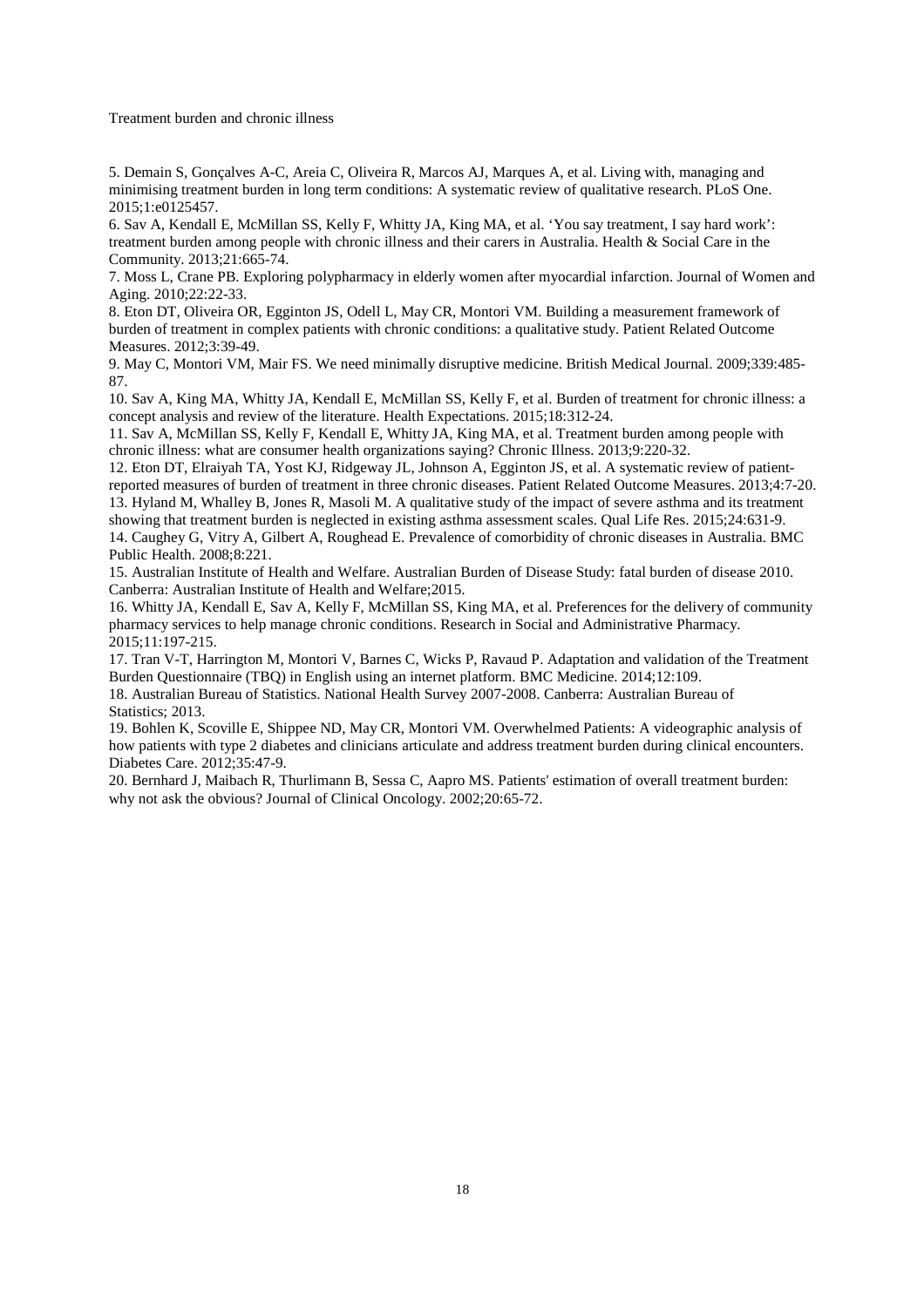5. Demain S, Gonçalves A-C, Areia C, Oliveira R, Marcos AJ, Marques A, et al. Living with, managing and minimising treatment burden in long term conditions: A systematic review of qualitative research. PLoS One. 2015;1:e0125457.

6. Sav A, Kendall E, McMillan SS, Kelly F, Whitty JA, King MA, et al. 'You say treatment, I say hard work': treatment burden among people with chronic illness and their carers in Australia. Health & Social Care in the Community. 2013;21:665-74.

7. Moss L, Crane PB. Exploring polypharmacy in elderly women after myocardial infarction. Journal of Women and Aging. 2010;22:22-33.

8. Eton DT, Oliveira OR, Egginton JS, Odell L, May CR, Montori VM. Building a measurement framework of burden of treatment in complex patients with chronic conditions: a qualitative study. Patient Related Outcome Measures. 2012;3:39-49.

9. May C, Montori VM, Mair FS. We need minimally disruptive medicine. British Medical Journal. 2009;339:485-87.

10. Sav A, King MA, Whitty JA, Kendall E, McMillan SS, Kelly F, et al. Burden of treatment for chronic illness: a concept analysis and review of the literature. Health Expectations. 2015;18:312-24.

11. Sav A, McMillan SS, Kelly F, Kendall E, Whitty JA, King MA, et al. Treatment burden among people with chronic illness: what are consumer health organizations saying? Chronic Illness. 2013;9:220-32.

12. Eton DT, Elraiyah TA, Yost KJ, Ridgeway JL, Johnson A, Egginton JS, et al. A systematic review of patient-reported measures of burden of treatment in three chronic diseases. Patient Related Outcome Measures. 2013;4:7-20.

13. Hyland M, Whalley B, Jones R, Masoli M. A qualitative study of the impact of severe asthma and its treatment showing that treatment burden is neglected in existing asthma assessment scales. Qual Life Res. 2015;24:631-9.

14. Caughey G, Vitry A, Gilbert A, Roughead E. Prevalence of comorbidity of chronic diseases in Australia. BMC Public Health. 2008;8:221.

15. Australian Institute of Health and Welfare. Australian Burden of Disease Study: fatal burden of disease 2010. Canberra: Australian Institute of Health and Welfare;2015.

16. Whitty JA, Kendall E, Sav A, Kelly F, McMillan SS, King MA, et al. Preferences for the delivery of community pharmacy services to help manage chronic conditions. Research in Social and Administrative Pharmacy. 2015;11:197-215.

17. Tran V-T, Harrington M, Montori V, Barnes C, Wicks P, Ravaud P. Adaptation and validation of the Treatment Burden Questionnaire (TBQ) in English using an internet platform. BMC Medicine. 2014;12:109.

18. Australian Bureau of Statistics. National Health Survey 2007-2008. Canberra: Australian Bureau of Statistics; 2013.

19. Bohlen K, Scoville E, Shippee ND, May CR, Montori VM. Overwhelmed Patients: A videographic analysis of how patients with type 2 diabetes and clinicians articulate and address treatment burden during clinical encounters. Diabetes Care. 2012;35:47-9.

20. Bernhard J, Maibach R, Thurlimann B, Sessa C, Aapro MS. Patients' estimation of overall treatment burden: why not ask the obvious? Journal of Clinical Oncology. 2002;20:65-72.